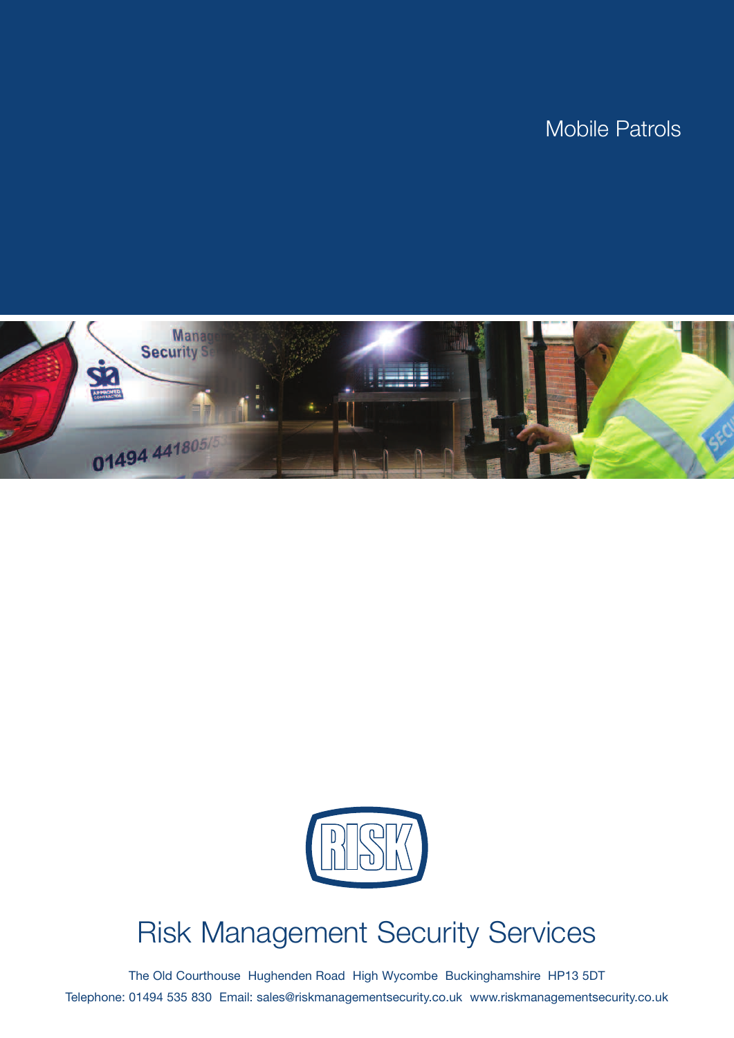# Mobile Patrols

## Risk Management Security Services

The Old Courthouse Hughenden Road High Wycombe Buckinghamshire HP13 5DT

Telephone: 01494 535 830 Email: sales@riskmanagementsecurity.co.uk www.riskmanagementsecurity.co.uk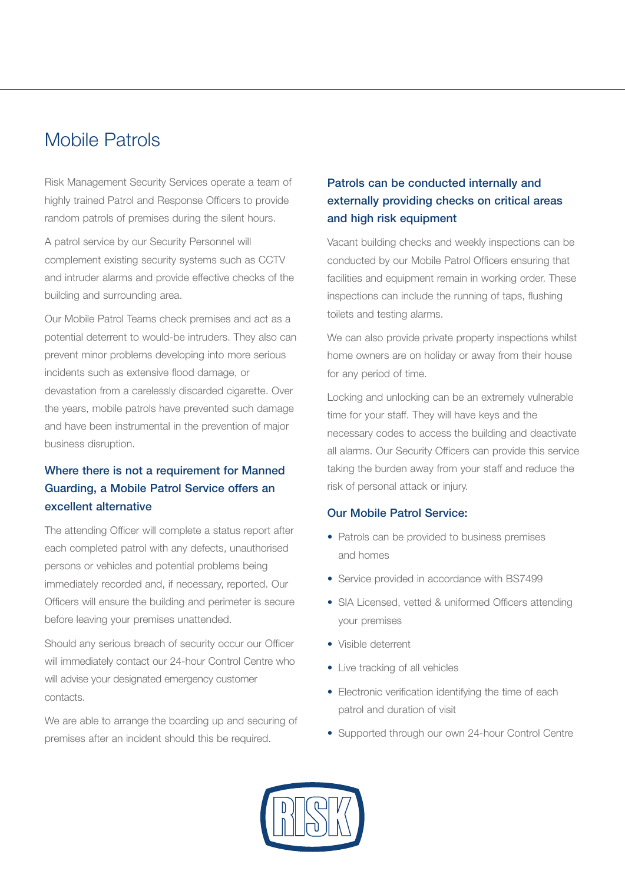# Mobile Patrols

Risk Management Security Services operate a team of highly trained Patrol and Response Officers to provide random patrols of premises during the silent hours.

A patrol service by our Security Personnel will complement existing security systems such as CCTV and intruder alarms and provide effective checks of the building and surrounding area.

Our Mobile Patrol Teams check premises and act as a potential deterrent to would-be intruders. They also can prevent minor problems developing into more serious incidents such as extensive flood damage, or devastation from a carelessly discarded cigarette. Over the years, mobile patrols have prevented such damage and have been instrumental in the prevention of major business disruption.

### Where there is not a requirement for Manned Guarding, a Mobile Patrol Service offers an excellent alternative

The attending Officer will complete a status report after each completed patrol with any defects, unauthorised persons or vehicles and potential problems being immediately recorded and, if necessary, reported. Our Officers will ensure the building and perimeter is secure before leaving your premises unattended.

Should any serious breach of security occur our Officer will immediately contact our 24-hour Control Centre who will advise your designated emergency customer contacts.

We are able to arrange the boarding up and securing of premises after an incident should this be required.

### Patrols can be conducted internally and externally providing checks on critical areas and high risk equipment

Vacant building checks and weekly inspections can be conducted by our Mobile Patrol Officers ensuring that facilities and equipment remain in working order. These inspections can include the running of taps, flushing toilets and testing alarms.

We can also provide private property inspections whilst home owners are on holiday or away from their house for any period of time.

Locking and unlocking can be an extremely vulnerable time for your staff. They will have keys and the necessary codes to access the building and deactivate all alarms. Our Security Officers can provide this service taking the burden away from your staff and reduce the risk of personal attack or injury.

### Our Mobile Patrol Service:

- Patrols can be provided to business premises and homes
- Service provided in accordance with BS7499
- SIA Licensed, vetted & uniformed Officers attending your premises
- Visible deterrent
- Live tracking of all vehicles
- Electronic verification identifying the time of each patrol and duration of visit
- Supported through our own 24-hour Control Centre

RISK